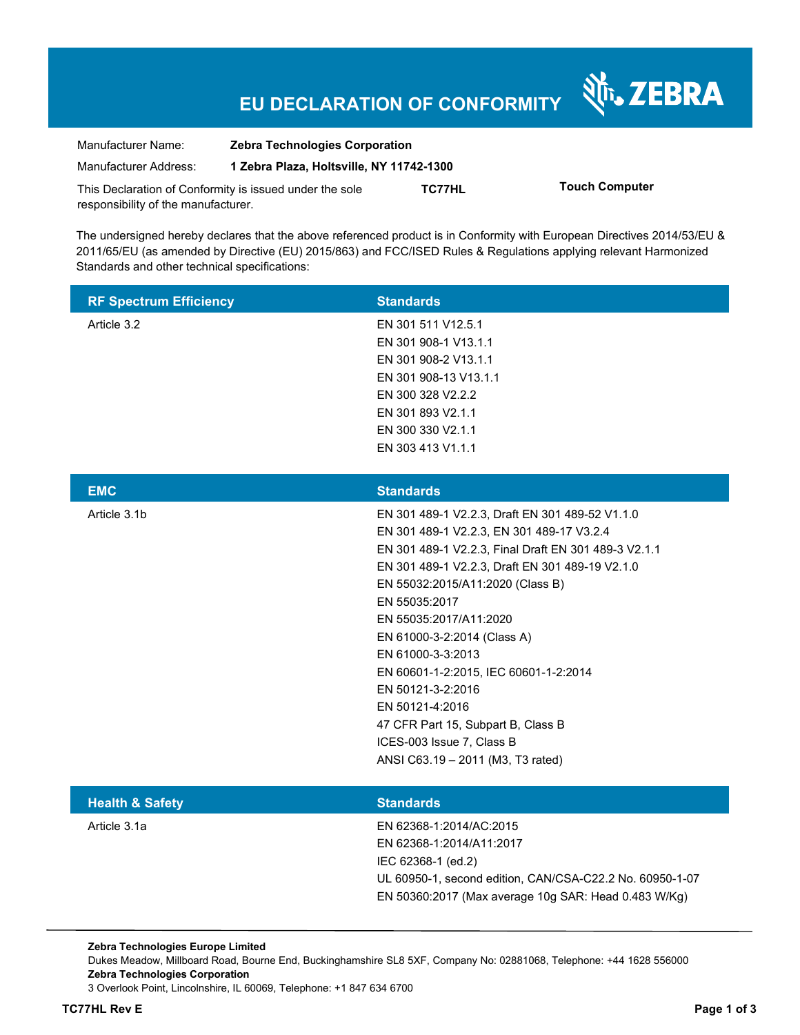# EU DECLARATION OF CONFORMITY

ZEBRA

| | |
|---|---|
| Manufacturer Name: | **Zebra Technologies Corporation** |
| Manufacturer Address: | **1 Zebra Plaza, Holtsville, NY 11742-1300** |

This Declaration of Conformity is issued under the sole responsibility of the manufacturer. **TC77HL** **Touch Computer**

The undersigned hereby declares that the above referenced product is in Conformity with European Directives 2014/53/EU & 2011/65/EU (as amended by Directive (EU) 2015/863) and FCC/ISED Rules & Regulations applying relevant Harmonized Standards and other technical specifications:

| RF Spectrum Efficiency | Standards |
|---|---|
| Article 3.2 | EN 301 511 V12.5.1<br>EN 301 908-1 V13.1.1<br>EN 301 908-2 V13.1.1<br>EN 301 908-13 V13.1.1<br>EN 300 328 V2.2.2<br>EN 301 893 V2.1.1<br>EN 300 330 V2.1.1<br>EN 303 413 V1.1.1 |

| EMC | Standards |
|---|---|
| Article 3.1b | EN 301 489-1 V2.2.3, Draft EN 301 489-52 V1.1.0<br>EN 301 489-1 V2.2.3, EN 301 489-17 V3.2.4<br>EN 301 489-1 V2.2.3, Final Draft EN 301 489-3 V2.1.1<br>EN 301 489-1 V2.2.3, Draft EN 301 489-19 V2.1.0<br>EN 55032:2015/A11:2020 (Class B)<br>EN 55035:2017<br>EN 55035:2017/A11:2020<br>EN 61000-3-2:2014 (Class A)<br>EN 61000-3-3:2013<br>EN 60601-1-2:2015, IEC 60601-1-2:2014<br>EN 50121-3-2:2016<br>EN 50121-4:2016<br>47 CFR Part 15, Subpart B, Class B<br>ICES-003 Issue 7, Class B<br>ANSI C63.19 – 2011 (M3, T3 rated) |

| Health & Safety | Standards |
|---|---|
| Article 3.1a | EN 62368-1:2014/AC:2015<br>EN 62368-1:2014/A11:2017<br>IEC 62368-1 (ed.2)<br>UL 60950-1, second edition, CAN/CSA-C22.2 No. 60950-1-07<br>EN 50360:2017 (Max average 10g SAR: Head 0.483 W/Kg) |

**Zebra Technologies Europe Limited**
Dukes Meadow, Millboard Road, Bourne End, Buckinghamshire SL8 5XF, Company No: 02881068, Telephone: +44 1628 556000
**Zebra Technologies Corporation**
3 Overlook Point, Lincolnshire, IL 60069, Telephone: +1 847 634 6700

**TC77HL Rev E**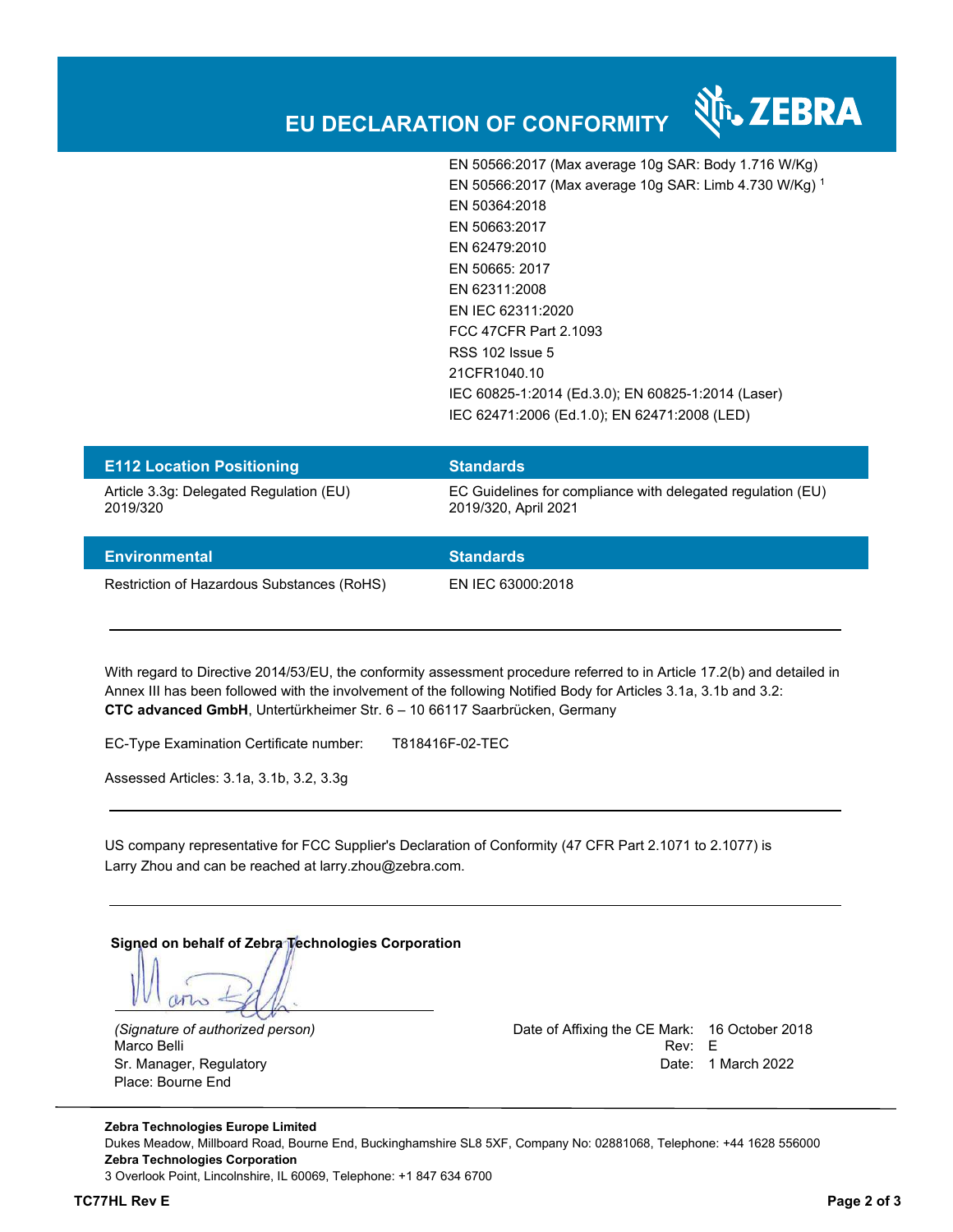# EU DECLARATION OF CONFORMITY

| | |
|---|---|
| | EN 50566:2017 (Max average 10g SAR: Body 1.716 W/Kg) |
| | EN 50566:2017 (Max average 10g SAR: Limb 4.730 W/Kg) [1] |
| | EN 50364:2018 |
| | EN 50663:2017 |
| | EN 62479:2010 |
| | EN 50665: 2017 |
| | EN 62311:2008 |
| | EN IEC 62311:2020 |
| | FCC 47CFR Part 2.1093 |
| | RSS 102 Issue 5 |
| | 21CFR1040.10 |
| | IEC 60825-1:2014 (Ed.3.0); EN 60825-1:2014 (Laser) |
| | IEC 62471:2006 (Ed.1.0); EN 62471:2008 (LED) |

| E112 Location Positioning | Standards |
|---|---|
| Article 3.3g: Delegated Regulation (EU) 2019/320 | EC Guidelines for compliance with delegated regulation (EU) 2019/320, April 2021 |

| Environmental | Standards |
|---|---|
| Restriction of Hazardous Substances (RoHS) | EN IEC 63000:2018 |

---

With regard to Directive 2014/53/EU, the conformity assessment procedure referred to in Article 17.2(b) and detailed in Annex III has been followed with the involvement of the following Notified Body for Articles 3.1a, 3.1b and 3.2:
**CTC advanced GmbH**, Untertürkheimer Str. 6 – 10 66117 Saarbrücken, Germany

EC-Type Examination Certificate number: T818416F-02-TEC

Assessed Articles: 3.1a, 3.1b, 3.2, 3.3g

---

US company representative for FCC Supplier's Declaration of Conformity (47 CFR Part 2.1071 to 2.1077) is Larry Zhou and can be reached at larry.zhou@zebra.com.

---

**Signed on behalf of Zebra Technologies Corporation**

*(Signature of authorized person)*
Marco Belli
Sr. Manager, Regulatory
Place: Bourne End

Date of Affixing the CE Mark: 16 October 2018
Rev: E
Date: 1 March 2022

---

**Zebra Technologies Europe Limited**
Dukes Meadow, Millboard Road, Bourne End, Buckinghamshire SL8 5XF, Company No: 02881068, Telephone: +44 1628 556000
**Zebra Technologies Corporation**
3 Overlook Point, Lincolnshire, IL 60069, Telephone: +1 847 634 6700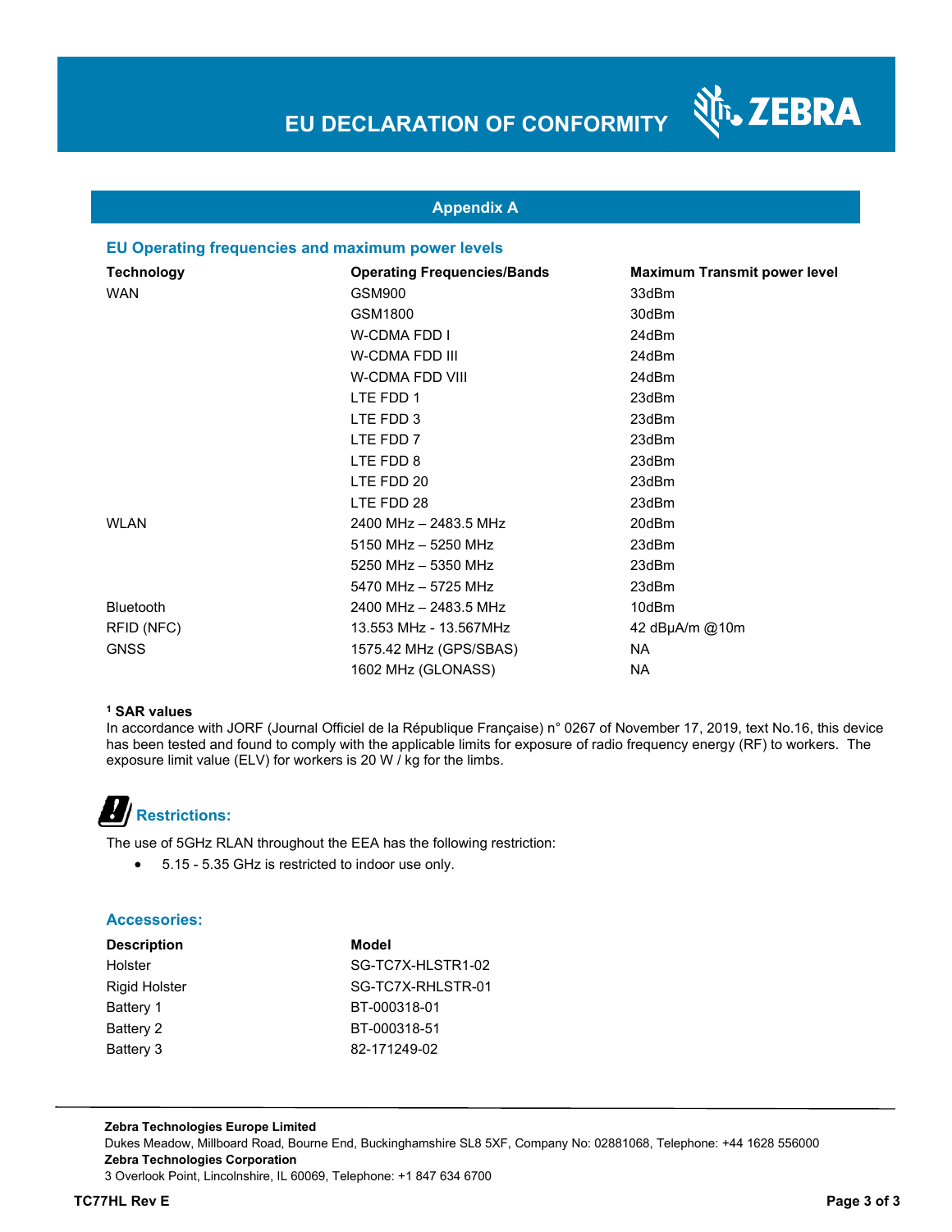# EU DECLARATION OF CONFORMITY

## Appendix A

### EU Operating frequencies and maximum power levels

| Technology | Operating Frequencies/Bands | Maximum Transmit power level |
|---|---|---|
| WAN | GSM900 | 33dBm |
| | GSM1800 | 30dBm |
| | W-CDMA FDD I | 24dBm |
| | W-CDMA FDD III | 24dBm |
| | W-CDMA FDD VIII | 24dBm |
| | LTE FDD 1 | 23dBm |
| | LTE FDD 3 | 23dBm |
| | LTE FDD 7 | 23dBm |
| | LTE FDD 8 | 23dBm |
| | LTE FDD 20 | 23dBm |
| | LTE FDD 28 | 23dBm |
| WLAN | 2400 MHz – 2483.5 MHz | 20dBm |
| | 5150 MHz – 5250 MHz | 23dBm |
| | 5250 MHz – 5350 MHz | 23dBm |
| | 5470 MHz – 5725 MHz | 23dBm |
| Bluetooth | 2400 MHz – 2483.5 MHz | 10dBm |
| RFID (NFC) | 13.553 MHz - 13.567MHz | 42 dBµA/m @10m |
| GNSS | 1575.42 MHz (GPS/SBAS) | NA |
| | 1602 MHz (GLONASS) | NA |

**[1] SAR values**

In accordance with JORF (Journal Officiel de la République Française) n° 0267 of November 17, 2019, text No.16, this device has been tested and found to comply with the applicable limits for exposure of radio frequency energy (RF) to workers. The exposure limit value (ELV) for workers is 20 W / kg for the limbs.

### Restrictions:

The use of 5GHz RLAN throughout the EEA has the following restriction:

- 5.15 - 5.35 GHz is restricted to indoor use only.

### Accessories:

| Description | Model |
|---|---|
| Holster | SG-TC7X-HLSTR1-02 |
| Rigid Holster | SG-TC7X-RHLSTR-01 |
| Battery 1 | BT-000318-01 |
| Battery 2 | BT-000318-51 |
| Battery 3 | 82-171249-02 |

**Zebra Technologies Europe Limited**
Dukes Meadow, Millboard Road, Bourne End, Buckinghamshire SL8 5XF, Company No: 02881068, Telephone: +44 1628 556000
**Zebra Technologies Corporation**
3 Overlook Point, Lincolnshire, IL 60069, Telephone: +1 847 634 6700

**TC77HL Rev E**